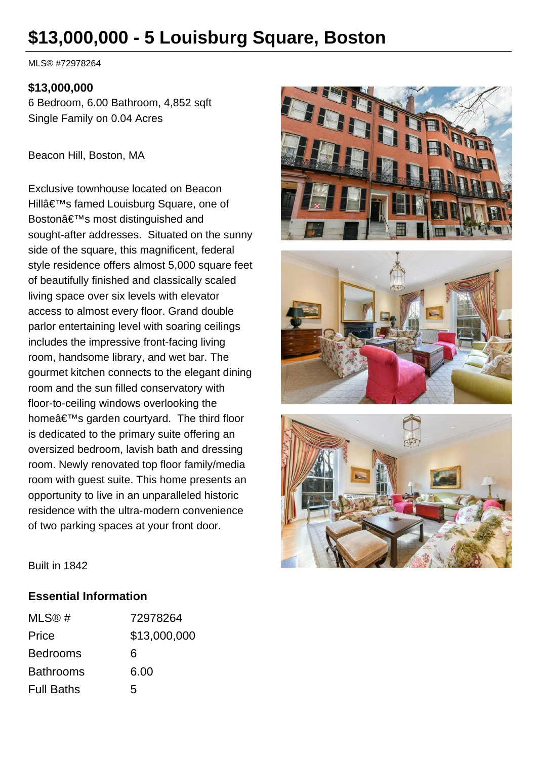# $13,000,000 - 5 Louisburg Square, Boston

MLS® #72978264

**$13,000,000**
6 Bedroom, 6.00 Bathroom, 4,852 sqft
Single Family on 0.04 Acres

Beacon Hill, Boston, MA

Exclusive townhouse located on Beacon Hillâ€™s famed Louisburg Square, one of Bostonâ€™s most distinguished and sought-after addresses. Situated on the sunny side of the square, this magnificent, federal style residence offers almost 5,000 square feet of beautifully finished and classically scaled living space over six levels with elevator access to almost every floor. Grand double parlor entertaining level with soaring ceilings includes the impressive front-facing living room, handsome library, and wet bar. The gourmet kitchen connects to the elegant dining room and the sun filled conservatory with floor-to-ceiling windows overlooking the homeâ€™s garden courtyard. The third floor is dedicated to the primary suite offering an oversized bedroom, lavish bath and dressing room. Newly renovated top floor family/media room with guest suite. This home presents an opportunity to live in an unparalleled historic residence with the ultra-modern convenience of two parking spaces at your front door.

Built in 1842

## Essential Information

| | |
|---|---|
| MLS® # | 72978264 |
| Price | $13,000,000 |
| Bedrooms | 6 |
| Bathrooms | 6.00 |
| Full Baths | 5 |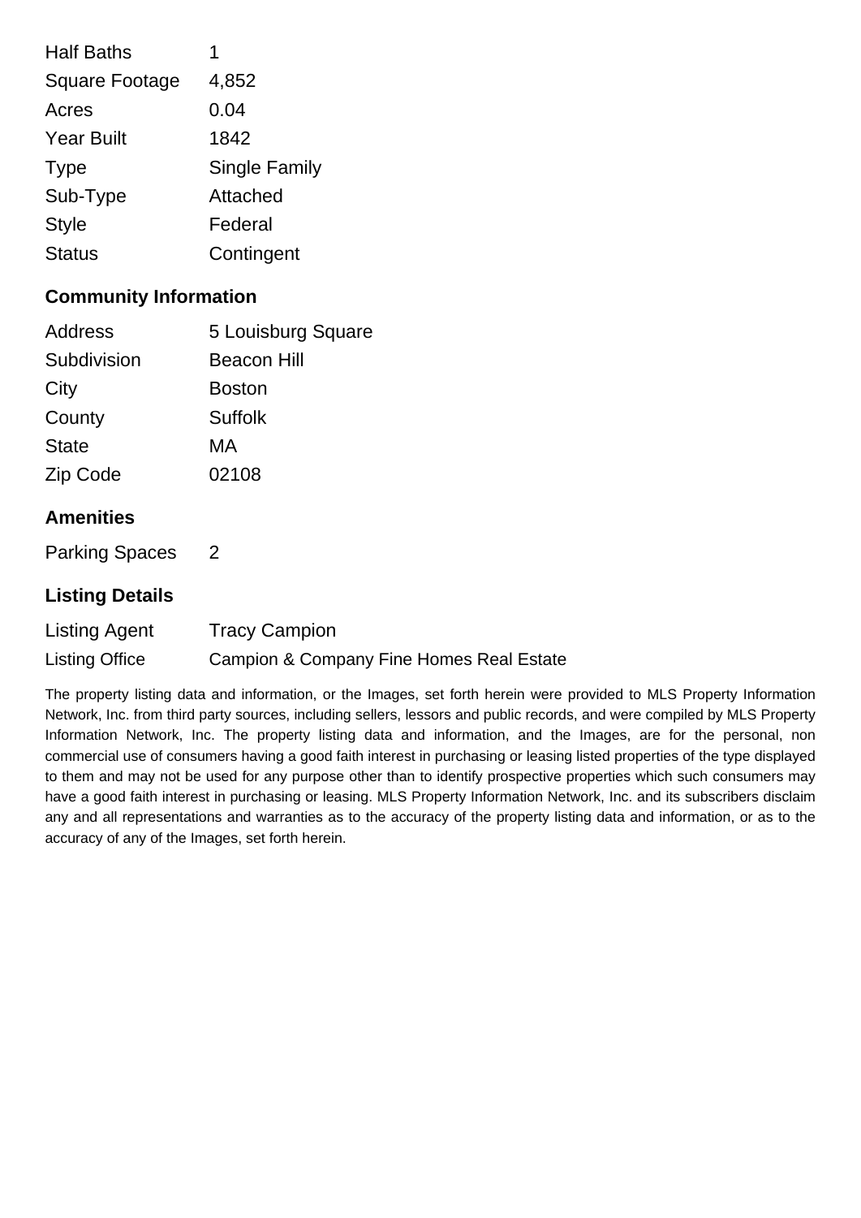| | |
|---|---|
| Half Baths | 1 |
| Square Footage | 4,852 |
| Acres | 0.04 |
| Year Built | 1842 |
| Type | Single Family |
| Sub-Type | Attached |
| Style | Federal |
| Status | Contingent |

## Community Information

| | |
|---|---|
| Address | 5 Louisburg Square |
| Subdivision | Beacon Hill |
| City | Boston |
| County | Suffolk |
| State | MA |
| Zip Code | 02108 |

## Amenities

| | |
|---|---|
| Parking Spaces | 2 |

## Listing Details

| | |
|---|---|
| Listing Agent | Tracy Campion |
| Listing Office | Campion & Company Fine Homes Real Estate |

The property listing data and information, or the Images, set forth herein were provided to MLS Property Information Network, Inc. from third party sources, including sellers, lessors and public records, and were compiled by MLS Property Information Network, Inc. The property listing data and information, and the Images, are for the personal, non commercial use of consumers having a good faith interest in purchasing or leasing listed properties of the type displayed to them and may not be used for any purpose other than to identify prospective properties which such consumers may have a good faith interest in purchasing or leasing. MLS Property Information Network, Inc. and its subscribers disclaim any and all representations and warranties as to the accuracy of the property listing data and information, or as to the accuracy of any of the Images, set forth herein.